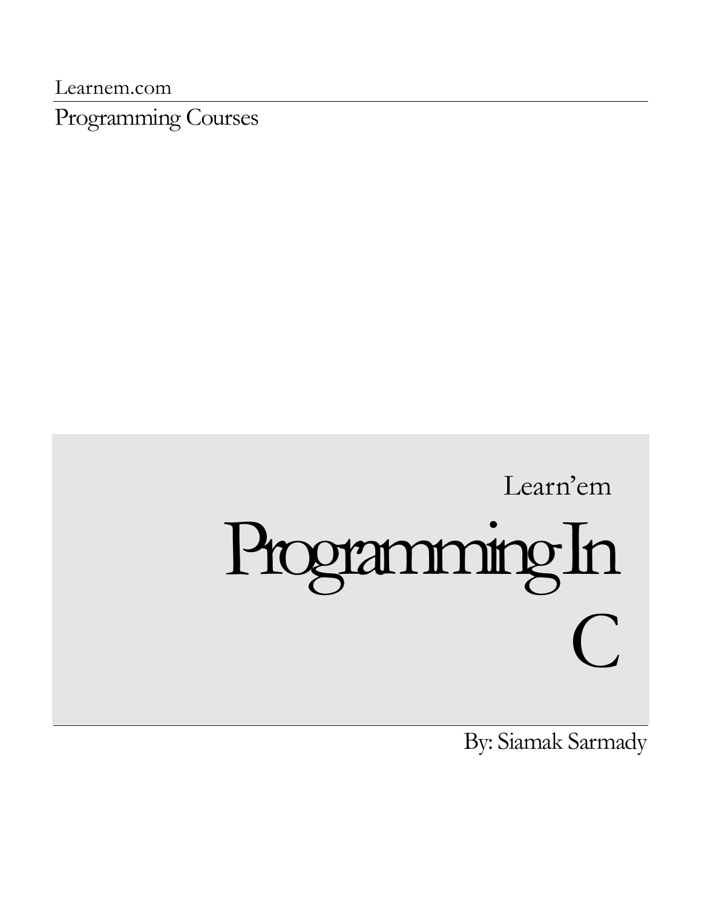Learnem.com

Programming Courses

Learn'em

# Programming In C

By: Siamak Sarmady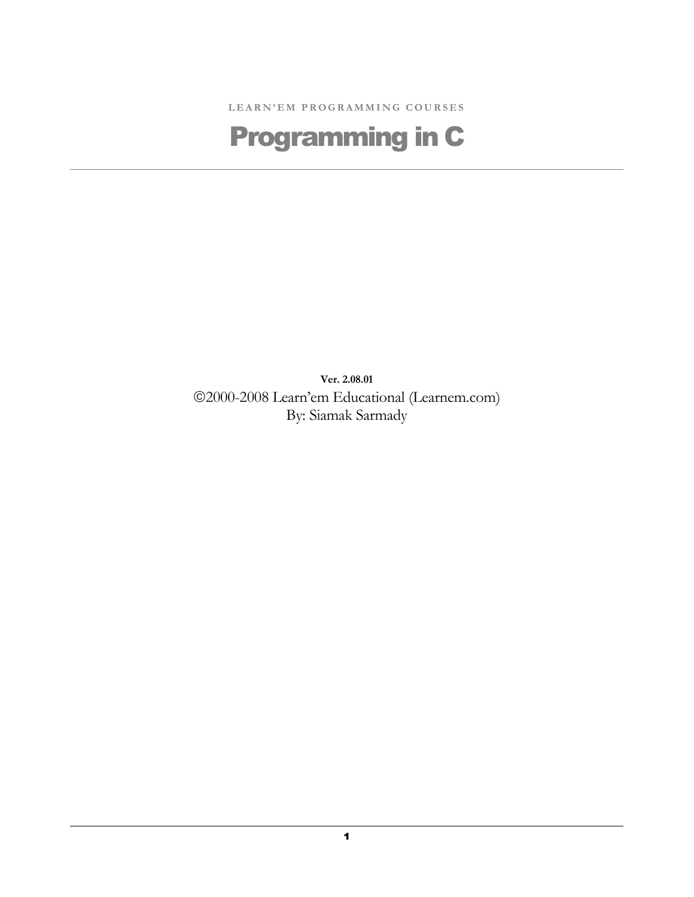LEARN'EM PROGRAMMING COURSES

# Programming in C

---

**Ver. 2.08.01**

©2000-2008 Learn'em Educational (Learnem.com)

By: Siamak Sarmady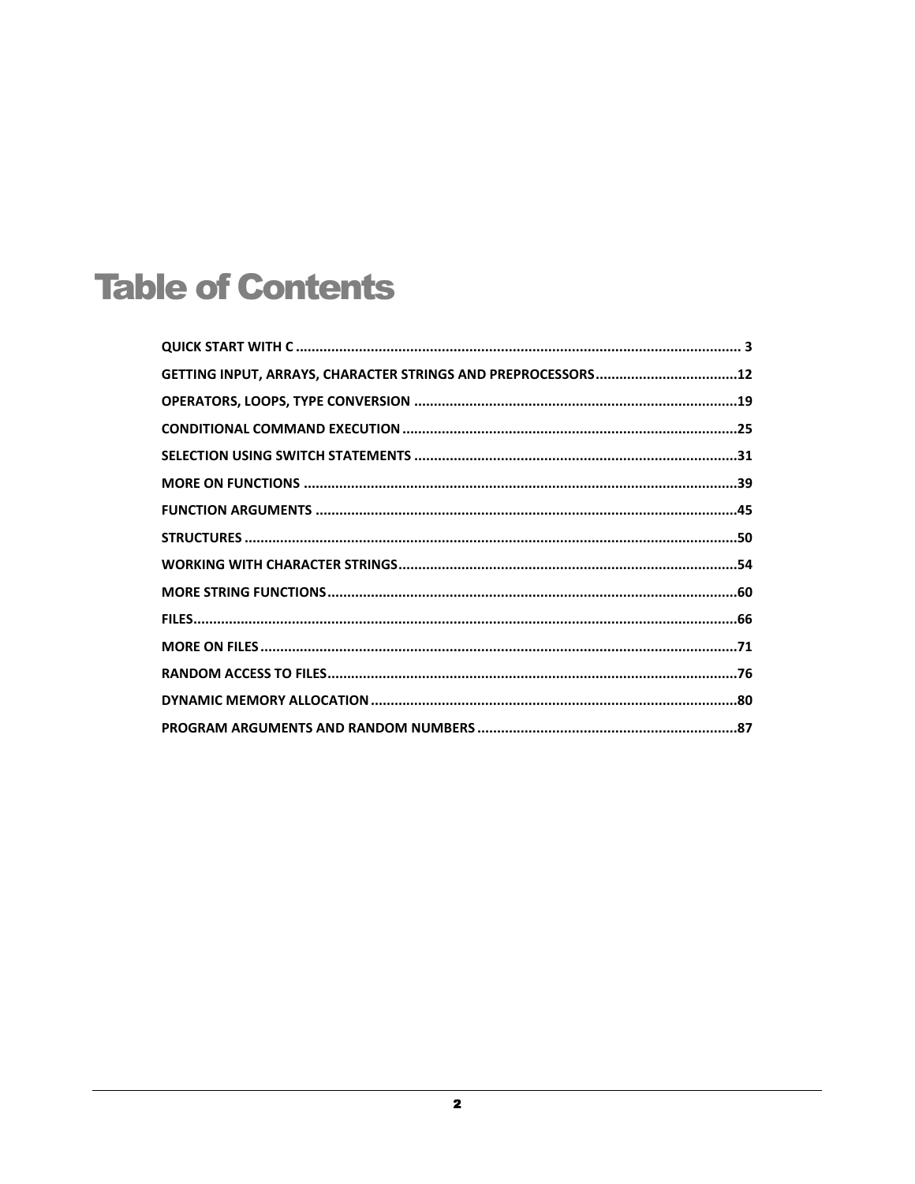# Table of Contents

QUICK START WITH C .......................................................................................................... 3
GETTING INPUT, ARRAYS, CHARACTER STRINGS AND PREPROCESSORS ....................................12
OPERATORS, LOOPS, TYPE CONVERSION ....................................................................................19
CONDITIONAL COMMAND EXECUTION ........................................................................................25
SELECTION USING SWITCH STATEMENTS ......................................................................................31
MORE ON FUNCTIONS .......................................................................................................................39
FUNCTION ARGUMENTS ....................................................................................................................45
STRUCTURES ........................................................................................................................................50
WORKING WITH CHARACTER STRINGS ............................................................................................54
MORE STRING FUNCTIONS ..................................................................................................................60
FILES.......................................................................................................................................................66
MORE ON FILES .....................................................................................................................................71
RANDOM ACCESS TO FILES ...................................................................................................................76
DYNAMIC MEMORY ALLOCATION ...........................................................................................................80
PROGRAM ARGUMENTS AND RANDOM NUMBERS ...............................................................................87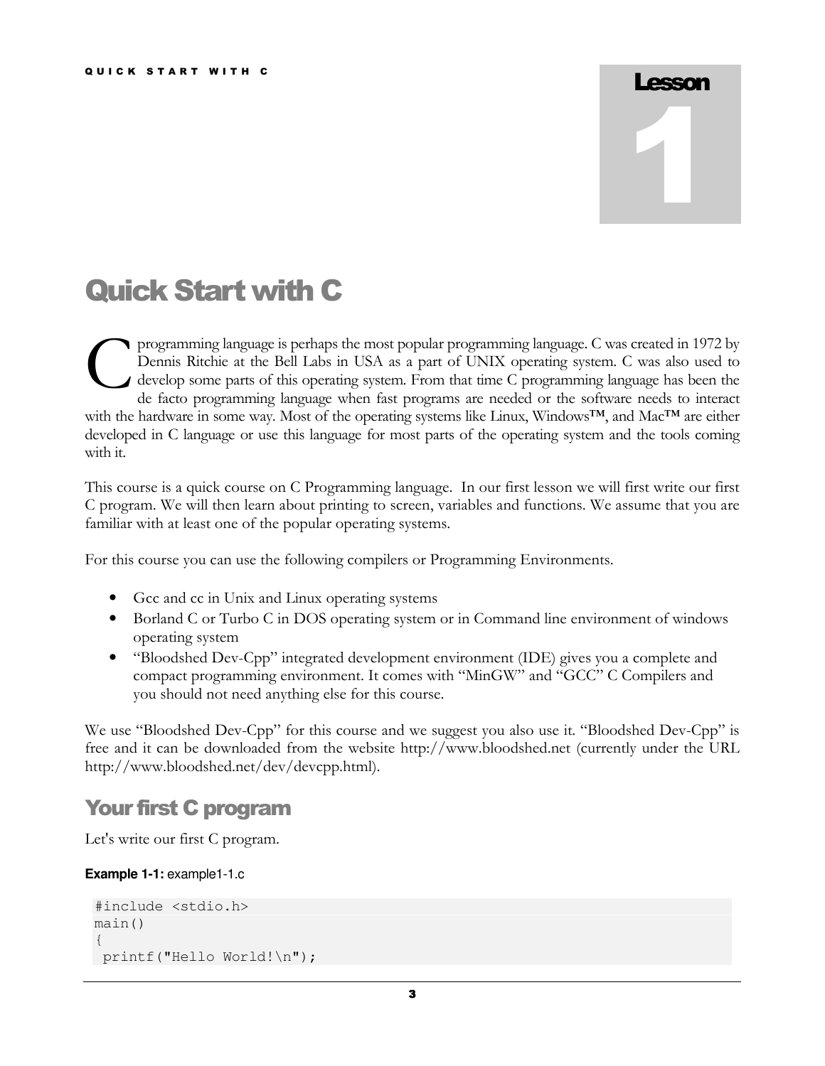# Lesson 1

# Quick Start with C

C programming language is perhaps the most popular programming language. C was created in 1972 by Dennis Ritchie at the Bell Labs in USA as a part of UNIX operating system. C was also used to develop some parts of this operating system. From that time C programming language has been the de facto programming language when fast programs are needed or the software needs to interact with the hardware in some way. Most of the operating systems like Linux, Windows™, and Mac™ are either developed in C language or use this language for most parts of the operating system and the tools coming with it.

This course is a quick course on C Programming language. In our first lesson we will first write our first C program. We will then learn about printing to screen, variables and functions. We assume that you are familiar with at least one of the popular operating systems.

For this course you can use the following compilers or Programming Environments.

- Gcc and cc in Unix and Linux operating systems
- Borland C or Turbo C in DOS operating system or in Command line environment of windows operating system
- "Bloodshed Dev-Cpp" integrated development environment (IDE) gives you a complete and compact programming environment. It comes with "MinGW" and "GCC" C Compilers and you should not need anything else for this course.

We use "Bloodshed Dev-Cpp" for this course and we suggest you also use it. "Bloodshed Dev-Cpp" is free and it can be downloaded from the website http://www.bloodshed.net (currently under the URL http://www.bloodshed.net/dev/devcpp.html).

## Your first C program

Let's write our first C program.

**Example 1-1:** example1-1.c

```
#include <stdio.h>
main()
{
 printf("Hello World!\n");
```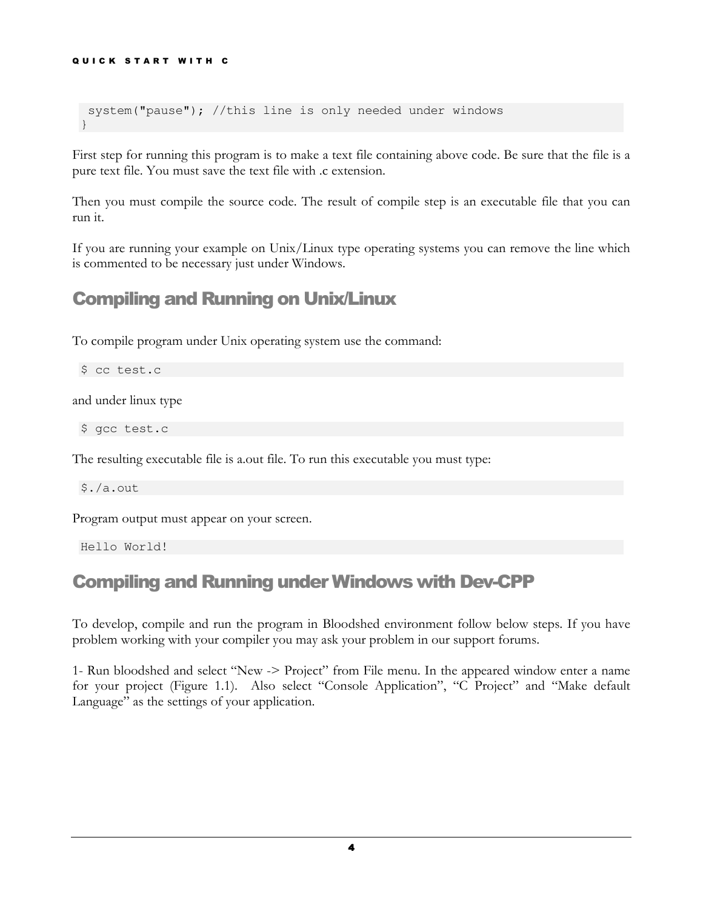```
 system("pause"); //this line is only needed under windows
}
```

First step for running this program is to make a text file containing above code. Be sure that the file is a pure text file. You must save the text file with .c extension.

Then you must compile the source code. The result of compile step is an executable file that you can run it.

If you are running your example on Unix/Linux type operating systems you can remove the line which is commented to be necessary just under Windows.

## Compiling and Running on Unix/Linux

To compile program under Unix operating system use the command:

```
$ cc test.c
```

and under linux type

```
$ gcc test.c
```

The resulting executable file is a.out file. To run this executable you must type:

```
$./a.out
```

Program output must appear on your screen.

```
Hello World!
```

## Compiling and Running under Windows with Dev-CPP

To develop, compile and run the program in Bloodshed environment follow below steps. If you have problem working with your compiler you may ask your problem in our support forums.

1- Run bloodshed and select "New -> Project" from File menu. In the appeared window enter a name for your project (Figure 1.1). Also select "Console Application", "C Project" and "Make default Language" as the settings of your application.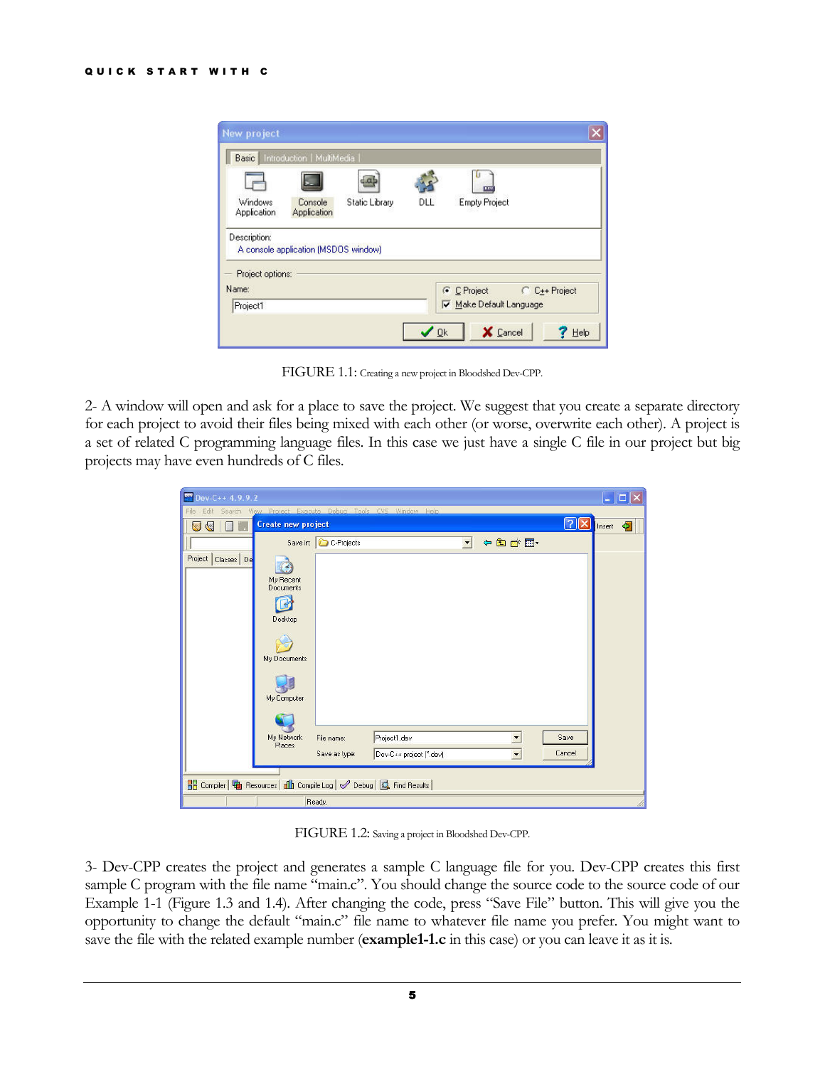FIGURE 1.1: Creating a new project in Bloodshed Dev-CPP.

2- A window will open and ask for a place to save the project. We suggest that you create a separate directory for each project to avoid their files being mixed with each other (or worse, overwrite each other). A project is a set of related C programming language files. In this case we just have a single C file in our project but big projects may have even hundreds of C files.

FIGURE 1.2: Saving a project in Bloodshed Dev-CPP.

3- Dev-CPP creates the project and generates a sample C language file for you. Dev-CPP creates this first sample C program with the file name "main.c". You should change the source code to the source code of our Example 1-1 (Figure 1.3 and 1.4). After changing the code, press "Save File" button. This will give you the opportunity to change the default "main.c" file name to whatever file name you prefer. You might want to save the file with the related example number (**example1-1.c** in this case) or you can leave it as it is.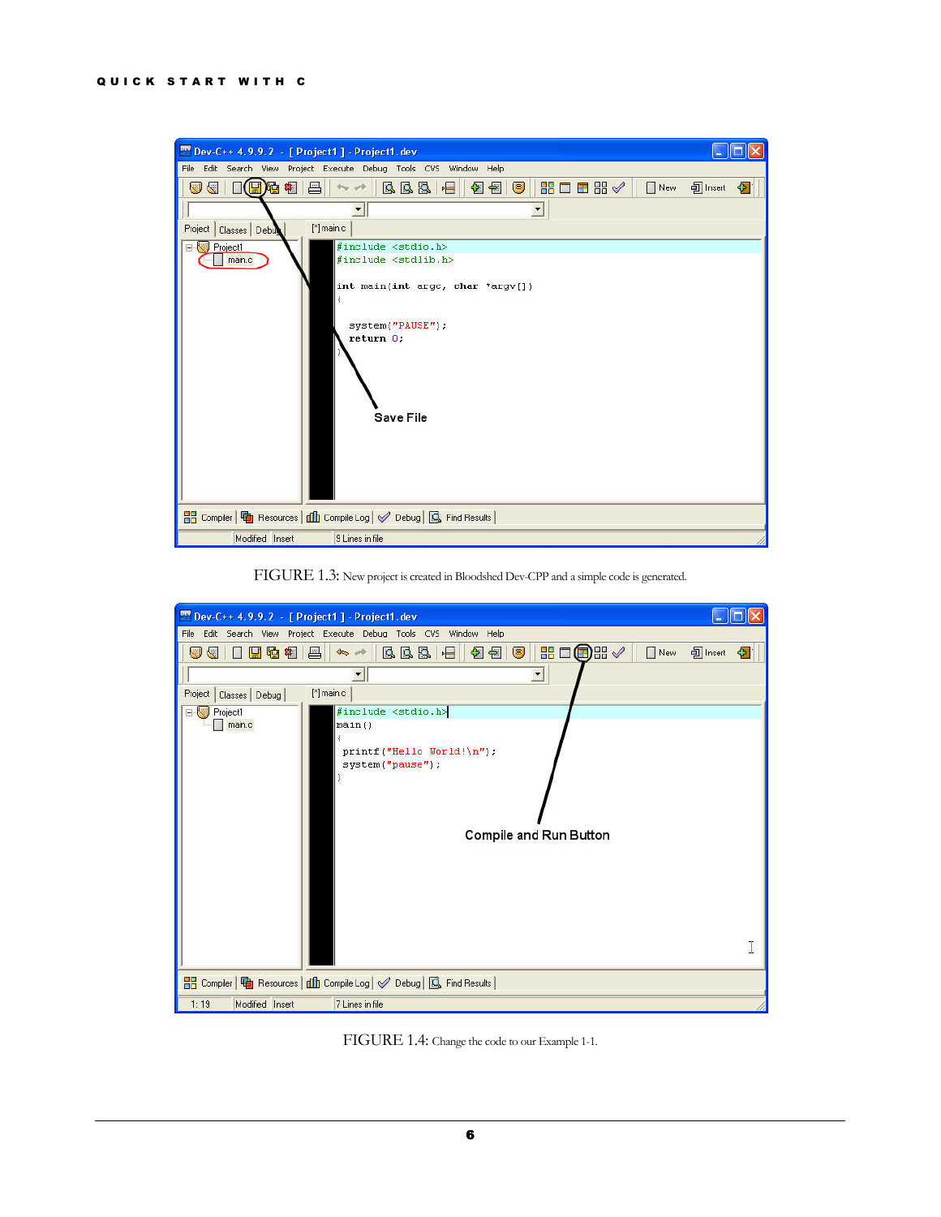FIGURE 1.3: New project is created in Bloodshed Dev-CPP and a simple code is generated.

FIGURE 1.4: Change the code to our Example 1-1.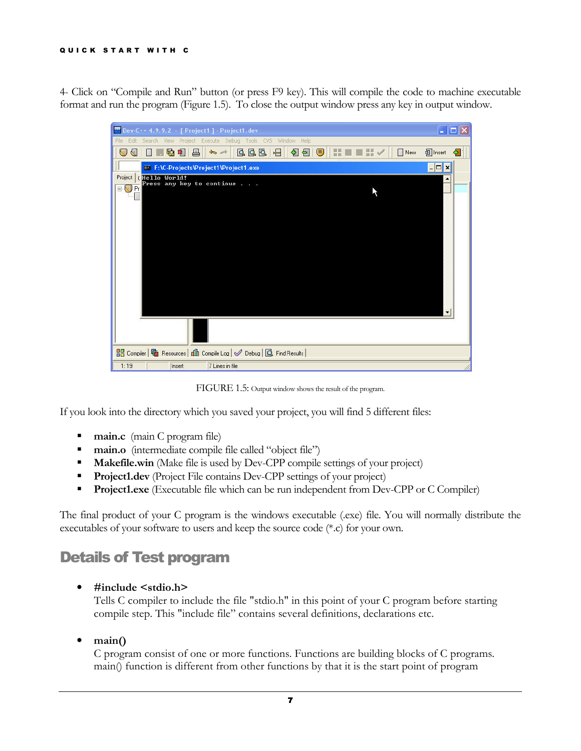4- Click on "Compile and Run" button (or press F9 key). This will compile the code to machine executable format and run the program (Figure 1.5). To close the output window press any key in output window.

FIGURE 1.5: Output window shows the result of the program.

If you look into the directory which you saved your project, you will find 5 different files:

- **main.c** (main C program file)
- **main.o** (intermediate compile file called "object file")
- **Makefile.win** (Make file is used by Dev-CPP compile settings of your project)
- **Project1.dev** (Project File contains Dev-CPP settings of your project)
- **Project1.exe** (Executable file which can be run independent from Dev-CPP or C Compiler)

The final product of your C program is the windows executable (.exe) file. You will normally distribute the executables of your software to users and keep the source code (*.c) for your own.

## Details of Test program

- **#include <stdio.h>**
  Tells C compiler to include the file "stdio.h" in this point of your C program before starting compile step. This "include file" contains several definitions, declarations etc.

- **main()**
  C program consist of one or more functions. Functions are building blocks of C programs. main() function is different from other functions by that it is the start point of program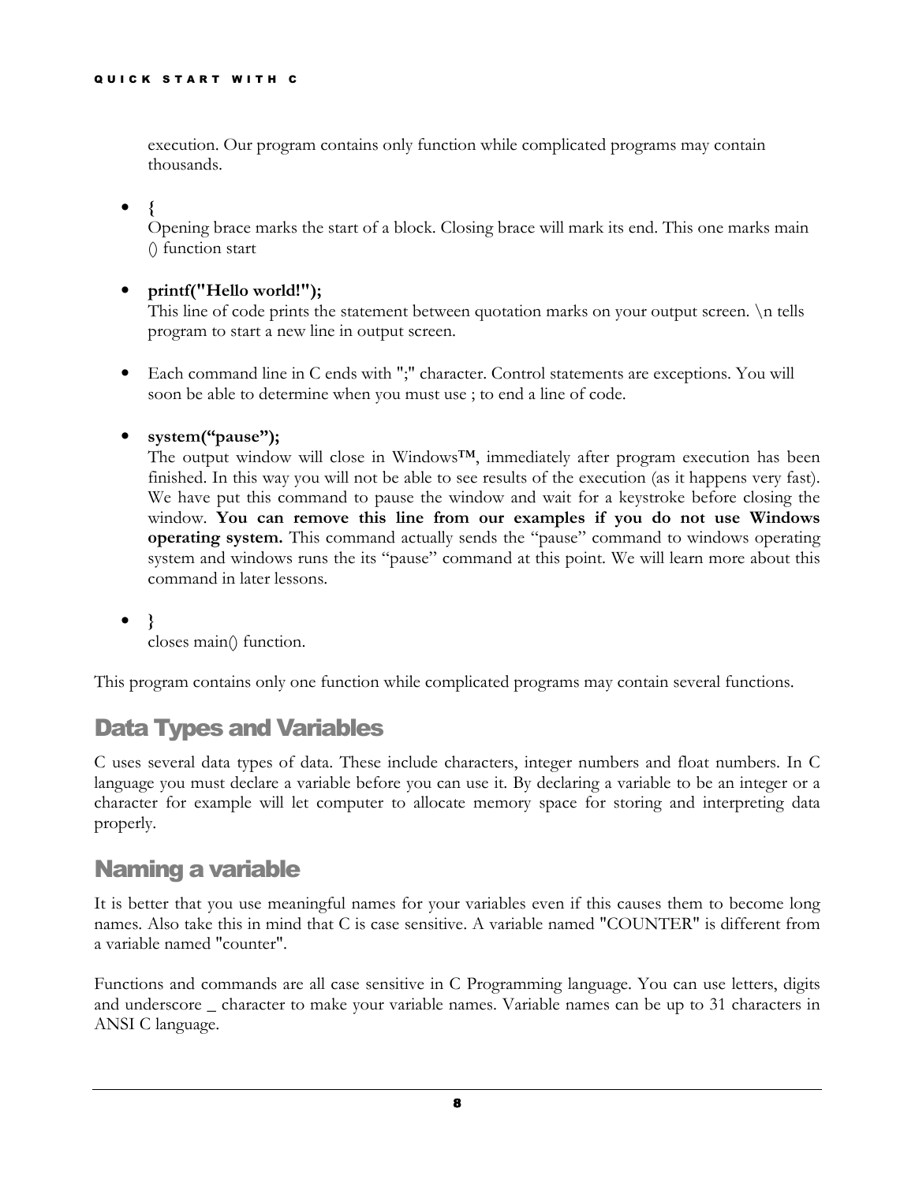execution. Our program contains only function while complicated programs may contain thousands.

- **{**
  Opening brace marks the start of a block. Closing brace will mark its end. This one marks main () function start

- **printf("Hello world!");**
  This line of code prints the statement between quotation marks on your output screen. \n tells program to start a new line in output screen.

- Each command line in C ends with ";" character. Control statements are exceptions. You will soon be able to determine when you must use ; to end a line of code.

- **system("pause");**
  The output window will close in Windows™, immediately after program execution has been finished. In this way you will not be able to see results of the execution (as it happens very fast). We have put this command to pause the window and wait for a keystroke before closing the window. **You can remove this line from our examples if you do not use Windows operating system.** This command actually sends the "pause" command to windows operating system and windows runs the its "pause" command at this point. We will learn more about this command in later lessons.

- **}**
  closes main() function.

This program contains only one function while complicated programs may contain several functions.

## Data Types and Variables

C uses several data types of data. These include characters, integer numbers and float numbers. In C language you must declare a variable before you can use it. By declaring a variable to be an integer or a character for example will let computer to allocate memory space for storing and interpreting data properly.

## Naming a variable

It is better that you use meaningful names for your variables even if this causes them to become long names. Also take this in mind that C is case sensitive. A variable named "COUNTER" is different from a variable named "counter".

Functions and commands are all case sensitive in C Programming language. You can use letters, digits and underscore _ character to make your variable names. Variable names can be up to 31 characters in ANSI C language.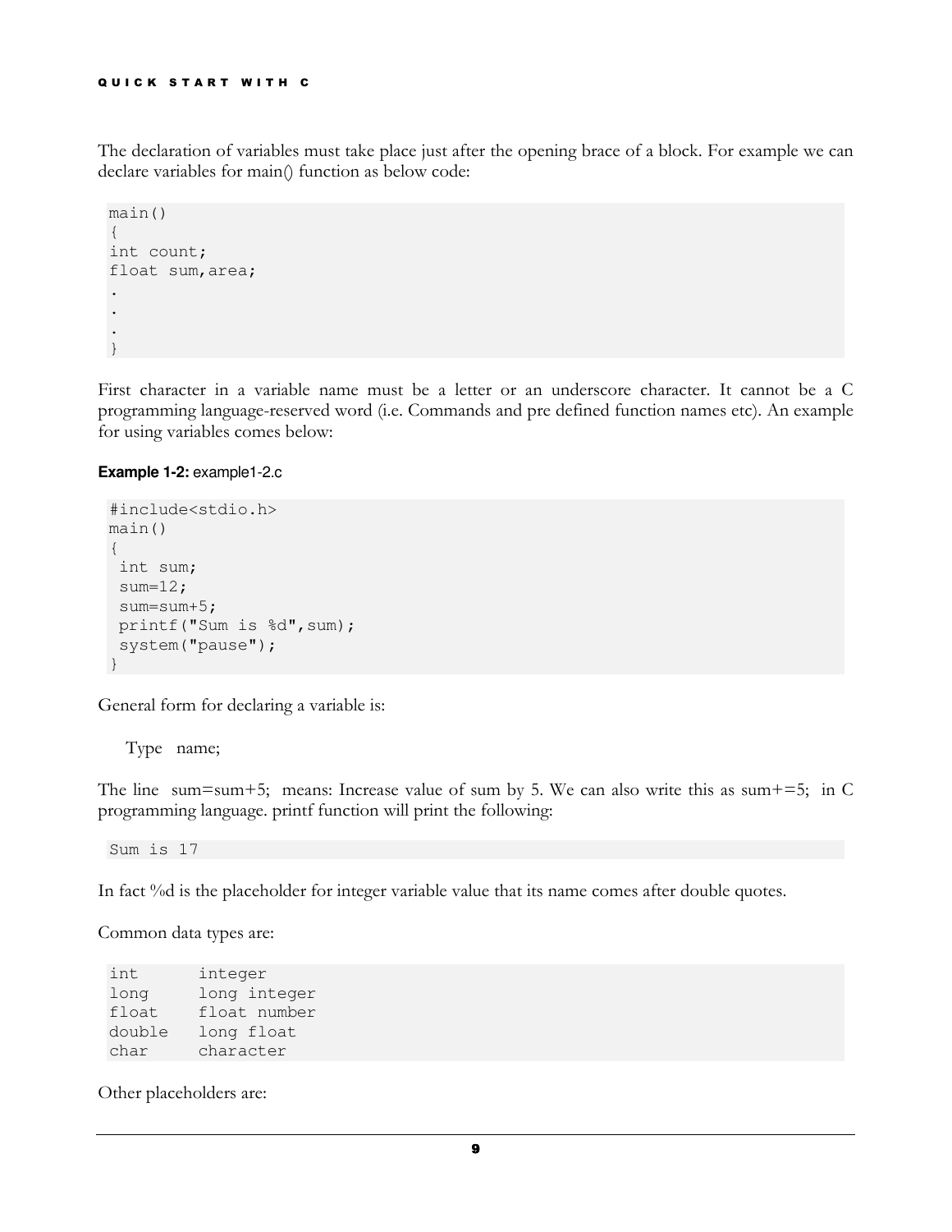The declaration of variables must take place just after the opening brace of a block. For example we can declare variables for main() function as below code:

```
main()
{
int count;
float sum,area;
.
.
.
}
```

First character in a variable name must be a letter or an underscore character. It cannot be a C programming language-reserved word (i.e. Commands and pre defined function names etc). An example for using variables comes below:

**Example 1-2:** example1-2.c

```
#include<stdio.h>
main()
{
 int sum;
 sum=12;
 sum=sum+5;
 printf("Sum is %d",sum);
 system("pause");
}
```

General form for declaring a variable is:

Type name;

The line sum=sum+5; means: Increase value of sum by 5. We can also write this as sum+=5; in C programming language. printf function will print the following:

```
Sum is 17
```

In fact %d is the placeholder for integer variable value that its name comes after double quotes.

Common data types are:

```
int      integer
long     long integer
float    float number
double   long float
char     character
```

Other placeholders are: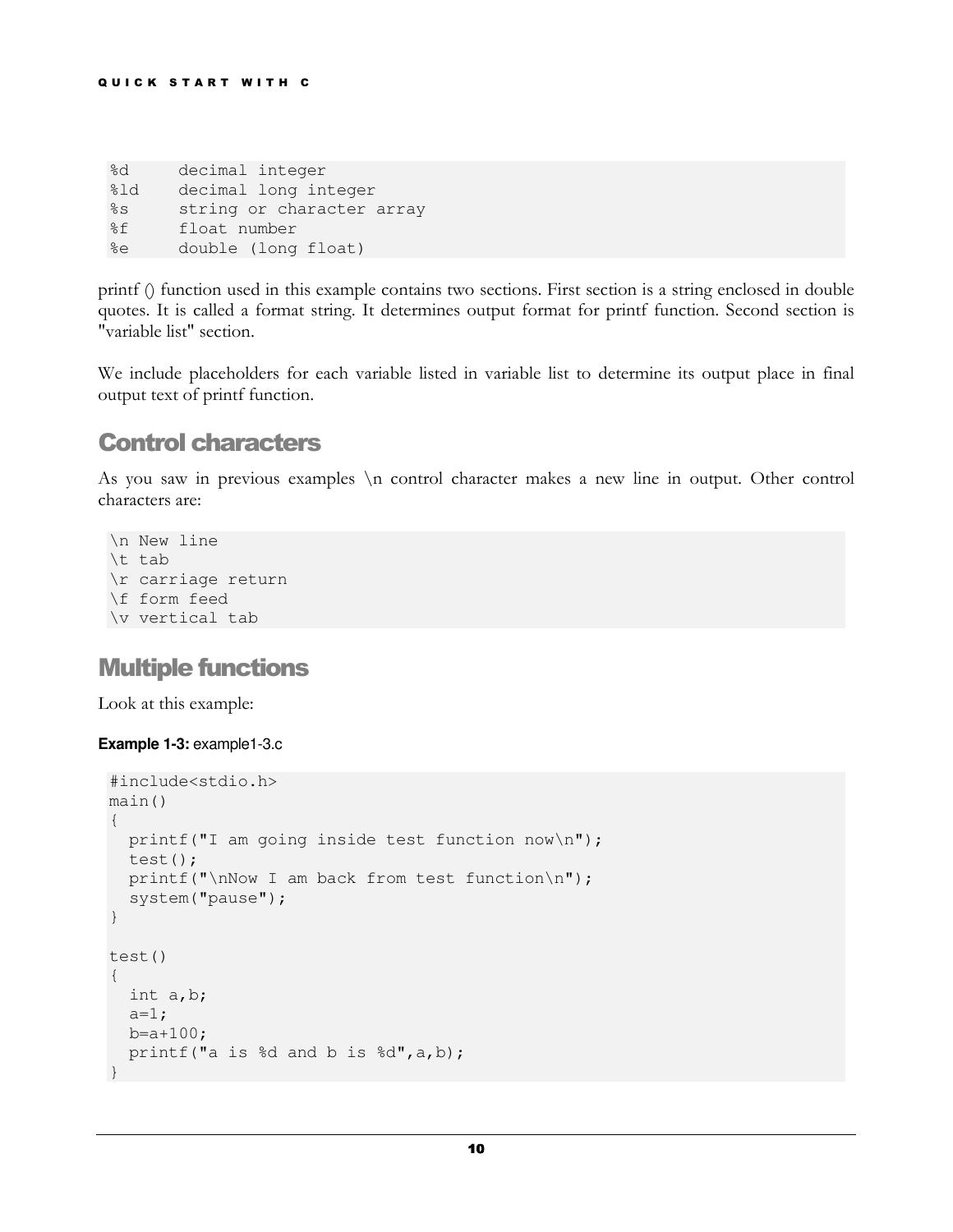```
%d     decimal integer
%ld    decimal long integer
%s     string or character array
%f     float number
%e     double (long float)
```

printf () function used in this example contains two sections. First section is a string enclosed in double quotes. It is called a format string. It determines output format for printf function. Second section is "variable list" section.

We include placeholders for each variable listed in variable list to determine its output place in final output text of printf function.

## Control characters

As you saw in previous examples \n control character makes a new line in output. Other control characters are:

```
\n New line
\t tab
\r carriage return
\f form feed
\v vertical tab
```

## Multiple functions

Look at this example:

**Example 1-3:** example1-3.c

```
#include<stdio.h>
main()
{
  printf("I am going inside test function now\n");
  test();
  printf("\nNow I am back from test function\n");
  system("pause");
}

test()
{
  int a,b;
  a=1;
  b=a+100;
  printf("a is %d and b is %d",a,b);
}
```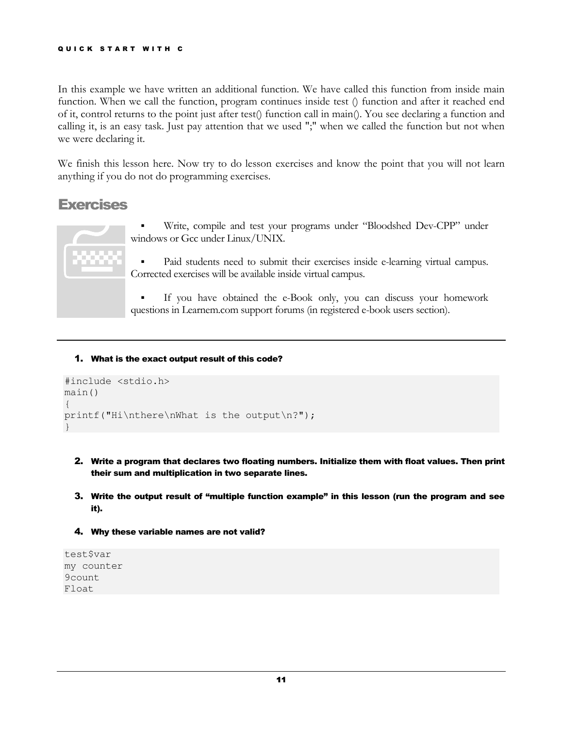In this example we have written an additional function. We have called this function from inside main function. When we call the function, program continues inside test () function and after it reached end of it, control returns to the point just after test() function call in main(). You see declaring a function and calling it, is an easy task. Just pay attention that we used ";" when we called the function but not when we were declaring it.

We finish this lesson here. Now try to do lesson exercises and know the point that you will not learn anything if you do not do programming exercises.

## Exercises

- Write, compile and test your programs under "Bloodshed Dev-CPP" under windows or Gcc under Linux/UNIX.
- Paid students need to submit their exercises inside e-learning virtual campus. Corrected exercises will be available inside virtual campus.
- If you have obtained the e-Book only, you can discuss your homework questions in Learnem.com support forums (in registered e-book users section).

---

1. **What is the exact output result of this code?**

```
#include <stdio.h>
main()
{
printf("Hi\nthere\nWhat is the output\n?");
}
```

2. **Write a program that declares two floating numbers. Initialize them with float values. Then print their sum and multiplication in two separate lines.**

3. **Write the output result of "multiple function example" in this lesson (run the program and see it).**

4. **Why these variable names are not valid?**

```
test$var
my counter
9count
Float
```